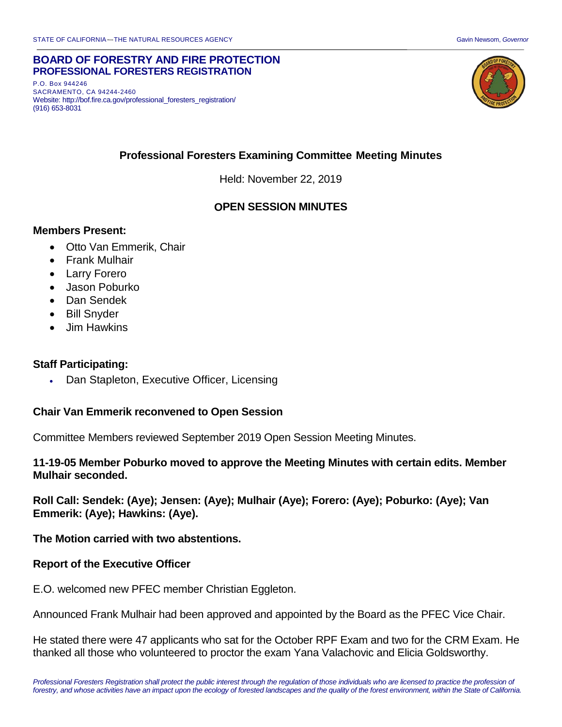STATE OF CALIFORNIA—THE NATURAL RESOURCES AGENCY — Gavin Newsom, *Governor*

**BOARD OF FORESTRY AND FIRE PROTECTION**
**PROFESSIONAL FORESTERS REGISTRATION**

P.O. Box 944246
SACRAMENTO, CA 94244-2460
Website: http://bof.fire.ca.gov/professional_foresters_registration/
(916) 653-8031

## Professional Foresters Examining Committee Meeting Minutes

Held: November 22, 2019

### OPEN SESSION MINUTES

**Members Present:**

- Otto Van Emmerik, Chair
- Frank Mulhair
- Larry Forero
- Jason Poburko
- Dan Sendek
- Bill Snyder
- Jim Hawkins

**Staff Participating:**

- Dan Stapleton, Executive Officer, Licensing

**Chair Van Emmerik reconvened to Open Session**

Committee Members reviewed September 2019 Open Session Meeting Minutes.

**11-19-05 Member Poburko moved to approve the Meeting Minutes with certain edits. Member Mulhair seconded.**

**Roll Call: Sendek: (Aye); Jensen: (Aye); Mulhair (Aye); Forero: (Aye); Poburko: (Aye); Van Emmerik: (Aye); Hawkins: (Aye).**

**The Motion carried with two abstentions.**

**Report of the Executive Officer**

E.O. welcomed new PFEC member Christian Eggleton.

Announced Frank Mulhair had been approved and appointed by the Board as the PFEC Vice Chair.

He stated there were 47 applicants who sat for the October RPF Exam and two for the CRM Exam. He thanked all those who volunteered to proctor the exam Yana Valachovic and Elicia Goldsworthy.

*Professional Foresters Registration shall protect the public interest through the regulation of those individuals who are licensed to practice the profession of forestry, and whose activities have an impact upon the ecology of forested landscapes and the quality of the forest environment, within the State of California.*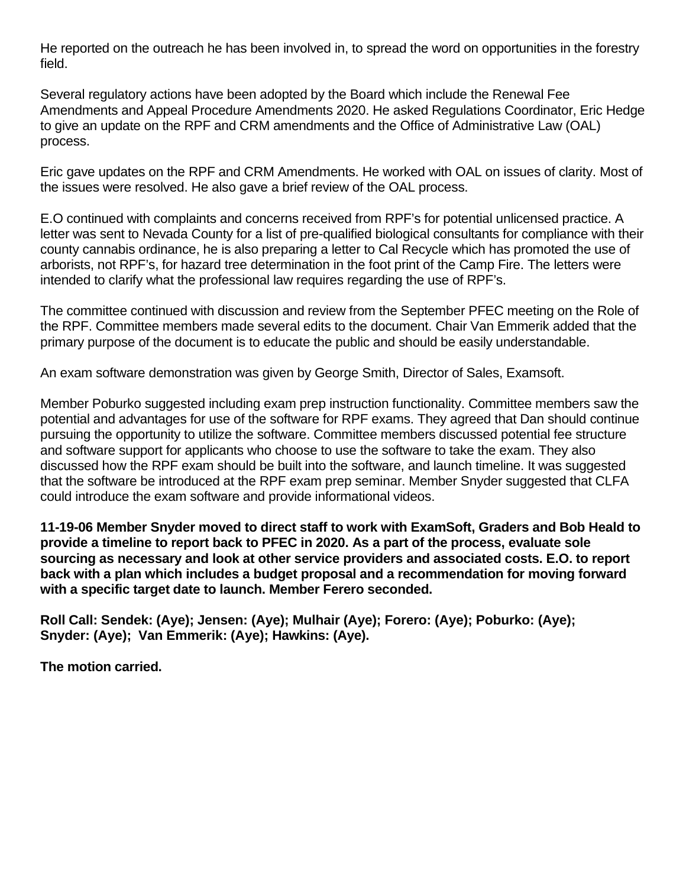He reported on the outreach he has been involved in, to spread the word on opportunities in the forestry field.

Several regulatory actions have been adopted by the Board which include the Renewal Fee Amendments and Appeal Procedure Amendments 2020. He asked Regulations Coordinator, Eric Hedge to give an update on the RPF and CRM amendments and the Office of Administrative Law (OAL) process.

Eric gave updates on the RPF and CRM Amendments. He worked with OAL on issues of clarity. Most of the issues were resolved. He also gave a brief review of the OAL process.

E.O continued with complaints and concerns received from RPF's for potential unlicensed practice. A letter was sent to Nevada County for a list of pre-qualified biological consultants for compliance with their county cannabis ordinance, he is also preparing a letter to Cal Recycle which has promoted the use of arborists, not RPF's, for hazard tree determination in the foot print of the Camp Fire. The letters were intended to clarify what the professional law requires regarding the use of RPF's.

The committee continued with discussion and review from the September PFEC meeting on the Role of the RPF. Committee members made several edits to the document. Chair Van Emmerik added that the primary purpose of the document is to educate the public and should be easily understandable.

An exam software demonstration was given by George Smith, Director of Sales, Examsoft.

Member Poburko suggested including exam prep instruction functionality. Committee members saw the potential and advantages for use of the software for RPF exams. They agreed that Dan should continue pursuing the opportunity to utilize the software. Committee members discussed potential fee structure and software support for applicants who choose to use the software to take the exam. They also discussed how the RPF exam should be built into the software, and launch timeline. It was suggested that the software be introduced at the RPF exam prep seminar. Member Snyder suggested that CLFA could introduce the exam software and provide informational videos.

**11-19-06 Member Snyder moved to direct staff to work with ExamSoft, Graders and Bob Heald to provide a timeline to report back to PFEC in 2020. As a part of the process, evaluate sole sourcing as necessary and look at other service providers and associated costs. E.O. to report back with a plan which includes a budget proposal and a recommendation for moving forward with a specific target date to launch. Member Ferero seconded.**

**Roll Call: Sendek: (Aye); Jensen: (Aye); Mulhair (Aye); Forero: (Aye); Poburko: (Aye); Snyder: (Aye); Van Emmerik: (Aye); Hawkins: (Aye).**

**The motion carried.**